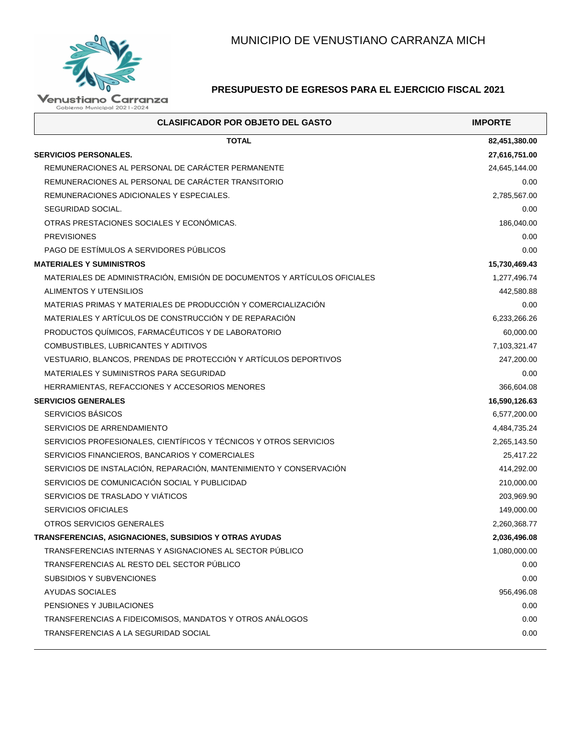Venustiano Carranza
Gobierno Municipal 2021-2024

# MUNICIPIO DE VENUSTIANO CARRANZA MICH

## PRESUPUESTO DE EGRESOS PARA EL EJERCICIO FISCAL 2021

| CLASIFICADOR POR OBJETO DEL GASTO | IMPORTE |
|---|---|
| **TOTAL** | **82,451,380.00** |
| **SERVICIOS PERSONALES.** | **27,616,751.00** |
| REMUNERACIONES AL PERSONAL DE CARÁCTER PERMANENTE | 24,645,144.00 |
| REMUNERACIONES AL PERSONAL DE CARÁCTER TRANSITORIO | 0.00 |
| REMUNERACIONES ADICIONALES Y ESPECIALES. | 2,785,567.00 |
| SEGURIDAD SOCIAL. | 0.00 |
| OTRAS PRESTACIONES SOCIALES Y ECONÓMICAS. | 186,040.00 |
| PREVISIONES | 0.00 |
| PAGO DE ESTÍMULOS A SERVIDORES PÚBLICOS | 0.00 |
| **MATERIALES Y SUMINISTROS** | **15,730,469.43** |
| MATERIALES DE ADMINISTRACIÓN, EMISIÓN DE DOCUMENTOS Y ARTÍCULOS OFICIALES | 1,277,496.74 |
| ALIMENTOS Y UTENSILIOS | 442,580.88 |
| MATERIAS PRIMAS Y MATERIALES DE PRODUCCIÓN Y COMERCIALIZACIÓN | 0.00 |
| MATERIALES Y ARTÍCULOS DE CONSTRUCCIÓN Y DE REPARACIÓN | 6,233,266.26 |
| PRODUCTOS QUÍMICOS, FARMACÉUTICOS Y DE LABORATORIO | 60,000.00 |
| COMBUSTIBLES, LUBRICANTES Y ADITIVOS | 7,103,321.47 |
| VESTUARIO, BLANCOS, PRENDAS DE PROTECCIÓN Y ARTÍCULOS DEPORTIVOS | 247,200.00 |
| MATERIALES Y SUMINISTROS PARA SEGURIDAD | 0.00 |
| HERRAMIENTAS, REFACCIONES Y ACCESORIOS MENORES | 366,604.08 |
| **SERVICIOS GENERALES** | **16,590,126.63** |
| SERVICIOS BÁSICOS | 6,577,200.00 |
| SERVICIOS DE ARRENDAMIENTO | 4,484,735.24 |
| SERVICIOS PROFESIONALES, CIENTÍFICOS Y TÉCNICOS Y OTROS SERVICIOS | 2,265,143.50 |
| SERVICIOS FINANCIEROS, BANCARIOS Y COMERCIALES | 25,417.22 |
| SERVICIOS DE INSTALACIÓN, REPARACIÓN, MANTENIMIENTO Y CONSERVACIÓN | 414,292.00 |
| SERVICIOS DE COMUNICACIÓN SOCIAL Y PUBLICIDAD | 210,000.00 |
| SERVICIOS DE TRASLADO Y VIÁTICOS | 203,969.90 |
| SERVICIOS OFICIALES | 149,000.00 |
| OTROS SERVICIOS GENERALES | 2,260,368.77 |
| **TRANSFERENCIAS, ASIGNACIONES, SUBSIDIOS Y OTRAS AYUDAS** | **2,036,496.08** |
| TRANSFERENCIAS INTERNAS Y ASIGNACIONES AL SECTOR PÚBLICO | 1,080,000.00 |
| TRANSFERENCIAS AL RESTO DEL SECTOR PÚBLICO | 0.00 |
| SUBSIDIOS Y SUBVENCIONES | 0.00 |
| AYUDAS SOCIALES | 956,496.08 |
| PENSIONES Y JUBILACIONES | 0.00 |
| TRANSFERENCIAS A FIDEICOMISOS, MANDATOS Y OTROS ANÁLOGOS | 0.00 |
| TRANSFERENCIAS A LA SEGURIDAD SOCIAL | 0.00 |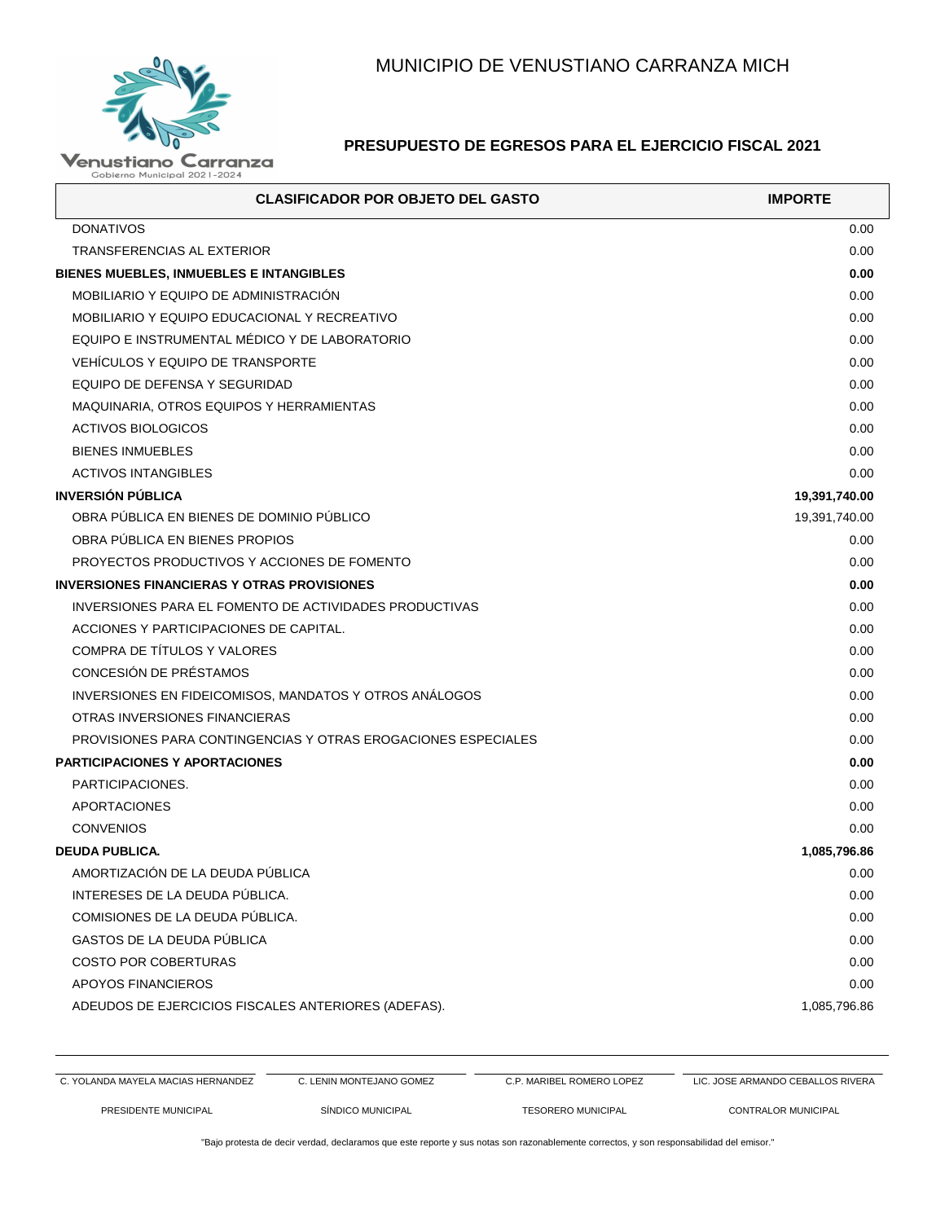MUNICIPIO DE VENUSTIANO CARRANZA MICH

Venustiano Carranza
Gobierno Municipal 2021-2024

## PRESUPUESTO DE EGRESOS PARA EL EJERCICIO FISCAL 2021

| CLASIFICADOR POR OBJETO DEL GASTO | IMPORTE |
|---|---|
| DONATIVOS | 0.00 |
| TRANSFERENCIAS AL EXTERIOR | 0.00 |
| **BIENES MUEBLES, INMUEBLES E INTANGIBLES** | **0.00** |
| MOBILIARIO Y EQUIPO DE ADMINISTRACIÓN | 0.00 |
| MOBILIARIO Y EQUIPO EDUCACIONAL Y RECREATIVO | 0.00 |
| EQUIPO E INSTRUMENTAL MÉDICO Y DE LABORATORIO | 0.00 |
| VEHÍCULOS Y EQUIPO DE TRANSPORTE | 0.00 |
| EQUIPO DE DEFENSA Y SEGURIDAD | 0.00 |
| MAQUINARIA, OTROS EQUIPOS Y HERRAMIENTAS | 0.00 |
| ACTIVOS BIOLOGICOS | 0.00 |
| BIENES INMUEBLES | 0.00 |
| ACTIVOS INTANGIBLES | 0.00 |
| **INVERSIÓN PÚBLICA** | **19,391,740.00** |
| OBRA PÚBLICA EN BIENES DE DOMINIO PÚBLICO | 19,391,740.00 |
| OBRA PÚBLICA EN BIENES PROPIOS | 0.00 |
| PROYECTOS PRODUCTIVOS Y ACCIONES DE FOMENTO | 0.00 |
| **INVERSIONES FINANCIERAS Y OTRAS PROVISIONES** | **0.00** |
| INVERSIONES PARA EL FOMENTO DE ACTIVIDADES PRODUCTIVAS | 0.00 |
| ACCIONES Y PARTICIPACIONES DE CAPITAL. | 0.00 |
| COMPRA DE TÍTULOS Y VALORES | 0.00 |
| CONCESIÓN DE PRÉSTAMOS | 0.00 |
| INVERSIONES EN FIDEICOMISOS, MANDATOS Y OTROS ANÁLOGOS | 0.00 |
| OTRAS INVERSIONES FINANCIERAS | 0.00 |
| PROVISIONES PARA CONTINGENCIAS Y OTRAS EROGACIONES ESPECIALES | 0.00 |
| **PARTICIPACIONES Y APORTACIONES** | **0.00** |
| PARTICIPACIONES. | 0.00 |
| APORTACIONES | 0.00 |
| CONVENIOS | 0.00 |
| **DEUDA PUBLICA.** | **1,085,796.86** |
| AMORTIZACIÓN DE LA DEUDA PÚBLICA | 0.00 |
| INTERESES DE LA DEUDA PÚBLICA. | 0.00 |
| COMISIONES DE LA DEUDA PÚBLICA. | 0.00 |
| GASTOS DE LA DEUDA PÚBLICA | 0.00 |
| COSTO POR COBERTURAS | 0.00 |
| APOYOS FINANCIEROS | 0.00 |
| ADEUDOS DE EJERCICIOS FISCALES ANTERIORES (ADEFAS). | 1,085,796.86 |

| | | | |
|---|---|---|---|
| C. YOLANDA MAYELA MACIAS HERNANDEZ | C. LENIN MONTEJANO GOMEZ | C.P. MARIBEL ROMERO LOPEZ | LIC. JOSE ARMANDO CEBALLOS RIVERA |
| PRESIDENTE MUNICIPAL | SÍNDICO MUNICIPAL | TESORERO MUNICIPAL | CONTRALOR MUNICIPAL |

"Bajo protesta de decir verdad, declaramos que este reporte y sus notas son razonablemente correctos, y son responsabilidad del emisor."